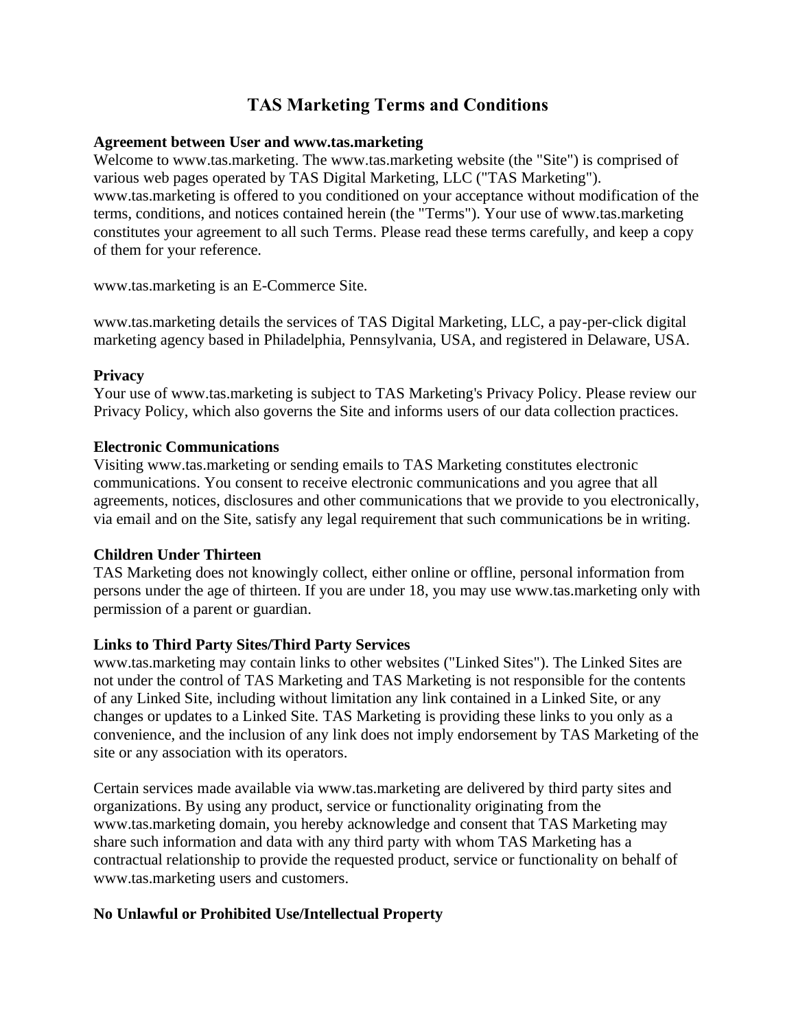# TAS Marketing Terms and Conditions

**Agreement between User and www.tas.marketing**

Welcome to www.tas.marketing. The www.tas.marketing website (the "Site") is comprised of various web pages operated by TAS Digital Marketing, LLC ("TAS Marketing"). www.tas.marketing is offered to you conditioned on your acceptance without modification of the terms, conditions, and notices contained herein (the "Terms"). Your use of www.tas.marketing constitutes your agreement to all such Terms. Please read these terms carefully, and keep a copy of them for your reference.

www.tas.marketing is an E-Commerce Site.

www.tas.marketing details the services of TAS Digital Marketing, LLC, a pay-per-click digital marketing agency based in Philadelphia, Pennsylvania, USA, and registered in Delaware, USA.

**Privacy**

Your use of www.tas.marketing is subject to TAS Marketing's Privacy Policy. Please review our Privacy Policy, which also governs the Site and informs users of our data collection practices.

**Electronic Communications**

Visiting www.tas.marketing or sending emails to TAS Marketing constitutes electronic communications. You consent to receive electronic communications and you agree that all agreements, notices, disclosures and other communications that we provide to you electronically, via email and on the Site, satisfy any legal requirement that such communications be in writing.

**Children Under Thirteen**

TAS Marketing does not knowingly collect, either online or offline, personal information from persons under the age of thirteen. If you are under 18, you may use www.tas.marketing only with permission of a parent or guardian.

**Links to Third Party Sites/Third Party Services**

www.tas.marketing may contain links to other websites ("Linked Sites"). The Linked Sites are not under the control of TAS Marketing and TAS Marketing is not responsible for the contents of any Linked Site, including without limitation any link contained in a Linked Site, or any changes or updates to a Linked Site. TAS Marketing is providing these links to you only as a convenience, and the inclusion of any link does not imply endorsement by TAS Marketing of the site or any association with its operators.

Certain services made available via www.tas.marketing are delivered by third party sites and organizations. By using any product, service or functionality originating from the www.tas.marketing domain, you hereby acknowledge and consent that TAS Marketing may share such information and data with any third party with whom TAS Marketing has a contractual relationship to provide the requested product, service or functionality on behalf of www.tas.marketing users and customers.

**No Unlawful or Prohibited Use/Intellectual Property**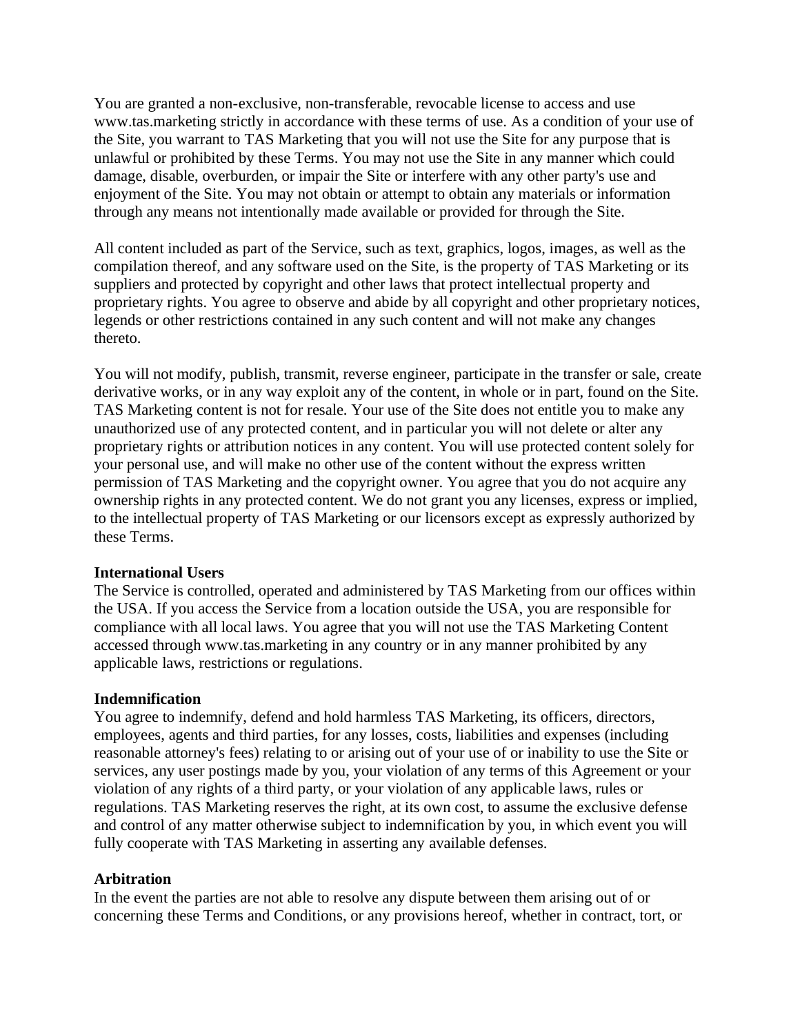You are granted a non-exclusive, non-transferable, revocable license to access and use www.tas.marketing strictly in accordance with these terms of use. As a condition of your use of the Site, you warrant to TAS Marketing that you will not use the Site for any purpose that is unlawful or prohibited by these Terms. You may not use the Site in any manner which could damage, disable, overburden, or impair the Site or interfere with any other party's use and enjoyment of the Site. You may not obtain or attempt to obtain any materials or information through any means not intentionally made available or provided for through the Site.

All content included as part of the Service, such as text, graphics, logos, images, as well as the compilation thereof, and any software used on the Site, is the property of TAS Marketing or its suppliers and protected by copyright and other laws that protect intellectual property and proprietary rights. You agree to observe and abide by all copyright and other proprietary notices, legends or other restrictions contained in any such content and will not make any changes thereto.

You will not modify, publish, transmit, reverse engineer, participate in the transfer or sale, create derivative works, or in any way exploit any of the content, in whole or in part, found on the Site. TAS Marketing content is not for resale. Your use of the Site does not entitle you to make any unauthorized use of any protected content, and in particular you will not delete or alter any proprietary rights or attribution notices in any content. You will use protected content solely for your personal use, and will make no other use of the content without the express written permission of TAS Marketing and the copyright owner. You agree that you do not acquire any ownership rights in any protected content. We do not grant you any licenses, express or implied, to the intellectual property of TAS Marketing or our licensors except as expressly authorized by these Terms.

**International Users**
The Service is controlled, operated and administered by TAS Marketing from our offices within the USA. If you access the Service from a location outside the USA, you are responsible for compliance with all local laws. You agree that you will not use the TAS Marketing Content accessed through www.tas.marketing in any country or in any manner prohibited by any applicable laws, restrictions or regulations.

**Indemnification**
You agree to indemnify, defend and hold harmless TAS Marketing, its officers, directors, employees, agents and third parties, for any losses, costs, liabilities and expenses (including reasonable attorney's fees) relating to or arising out of your use of or inability to use the Site or services, any user postings made by you, your violation of any terms of this Agreement or your violation of any rights of a third party, or your violation of any applicable laws, rules or regulations. TAS Marketing reserves the right, at its own cost, to assume the exclusive defense and control of any matter otherwise subject to indemnification by you, in which event you will fully cooperate with TAS Marketing in asserting any available defenses.

**Arbitration**
In the event the parties are not able to resolve any dispute between them arising out of or concerning these Terms and Conditions, or any provisions hereof, whether in contract, tort, or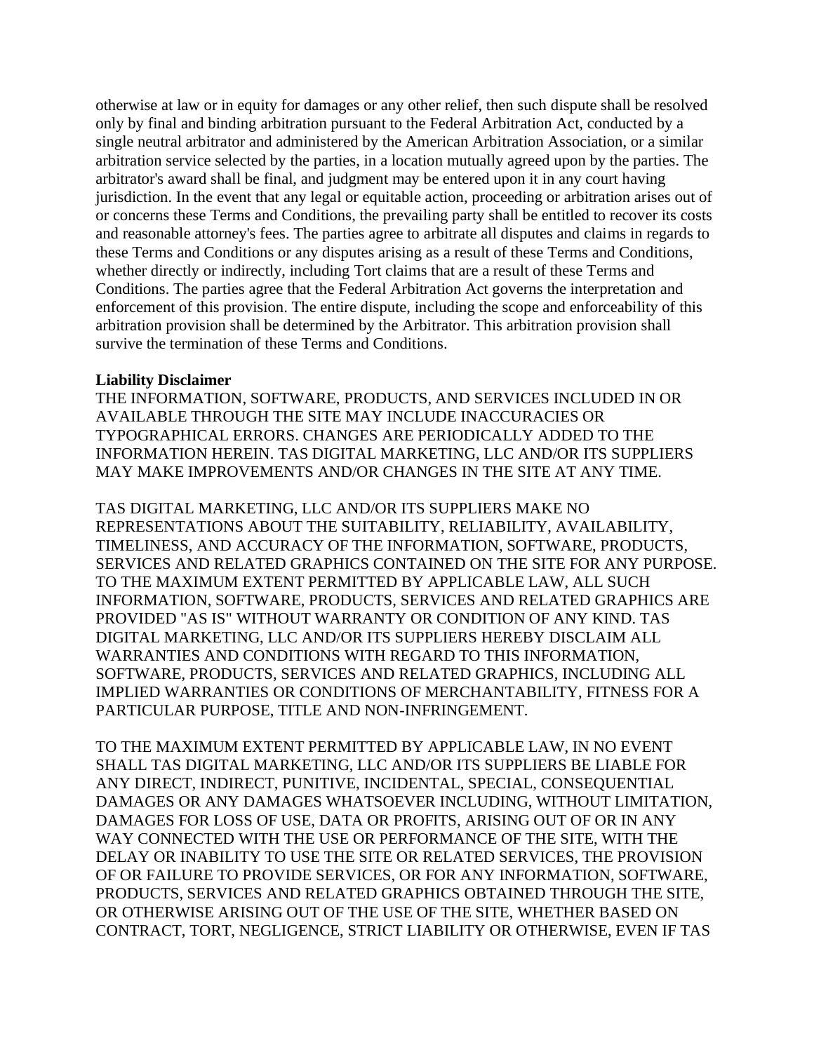otherwise at law or in equity for damages or any other relief, then such dispute shall be resolved only by final and binding arbitration pursuant to the Federal Arbitration Act, conducted by a single neutral arbitrator and administered by the American Arbitration Association, or a similar arbitration service selected by the parties, in a location mutually agreed upon by the parties. The arbitrator's award shall be final, and judgment may be entered upon it in any court having jurisdiction. In the event that any legal or equitable action, proceeding or arbitration arises out of or concerns these Terms and Conditions, the prevailing party shall be entitled to recover its costs and reasonable attorney's fees. The parties agree to arbitrate all disputes and claims in regards to these Terms and Conditions or any disputes arising as a result of these Terms and Conditions, whether directly or indirectly, including Tort claims that are a result of these Terms and Conditions. The parties agree that the Federal Arbitration Act governs the interpretation and enforcement of this provision. The entire dispute, including the scope and enforceability of this arbitration provision shall be determined by the Arbitrator. This arbitration provision shall survive the termination of these Terms and Conditions.

**Liability Disclaimer**

THE INFORMATION, SOFTWARE, PRODUCTS, AND SERVICES INCLUDED IN OR AVAILABLE THROUGH THE SITE MAY INCLUDE INACCURACIES OR TYPOGRAPHICAL ERRORS. CHANGES ARE PERIODICALLY ADDED TO THE INFORMATION HEREIN. TAS DIGITAL MARKETING, LLC AND/OR ITS SUPPLIERS MAY MAKE IMPROVEMENTS AND/OR CHANGES IN THE SITE AT ANY TIME.

TAS DIGITAL MARKETING, LLC AND/OR ITS SUPPLIERS MAKE NO REPRESENTATIONS ABOUT THE SUITABILITY, RELIABILITY, AVAILABILITY, TIMELINESS, AND ACCURACY OF THE INFORMATION, SOFTWARE, PRODUCTS, SERVICES AND RELATED GRAPHICS CONTAINED ON THE SITE FOR ANY PURPOSE. TO THE MAXIMUM EXTENT PERMITTED BY APPLICABLE LAW, ALL SUCH INFORMATION, SOFTWARE, PRODUCTS, SERVICES AND RELATED GRAPHICS ARE PROVIDED "AS IS" WITHOUT WARRANTY OR CONDITION OF ANY KIND. TAS DIGITAL MARKETING, LLC AND/OR ITS SUPPLIERS HEREBY DISCLAIM ALL WARRANTIES AND CONDITIONS WITH REGARD TO THIS INFORMATION, SOFTWARE, PRODUCTS, SERVICES AND RELATED GRAPHICS, INCLUDING ALL IMPLIED WARRANTIES OR CONDITIONS OF MERCHANTABILITY, FITNESS FOR A PARTICULAR PURPOSE, TITLE AND NON-INFRINGEMENT.

TO THE MAXIMUM EXTENT PERMITTED BY APPLICABLE LAW, IN NO EVENT SHALL TAS DIGITAL MARKETING, LLC AND/OR ITS SUPPLIERS BE LIABLE FOR ANY DIRECT, INDIRECT, PUNITIVE, INCIDENTAL, SPECIAL, CONSEQUENTIAL DAMAGES OR ANY DAMAGES WHATSOEVER INCLUDING, WITHOUT LIMITATION, DAMAGES FOR LOSS OF USE, DATA OR PROFITS, ARISING OUT OF OR IN ANY WAY CONNECTED WITH THE USE OR PERFORMANCE OF THE SITE, WITH THE DELAY OR INABILITY TO USE THE SITE OR RELATED SERVICES, THE PROVISION OF OR FAILURE TO PROVIDE SERVICES, OR FOR ANY INFORMATION, SOFTWARE, PRODUCTS, SERVICES AND RELATED GRAPHICS OBTAINED THROUGH THE SITE, OR OTHERWISE ARISING OUT OF THE USE OF THE SITE, WHETHER BASED ON CONTRACT, TORT, NEGLIGENCE, STRICT LIABILITY OR OTHERWISE, EVEN IF TAS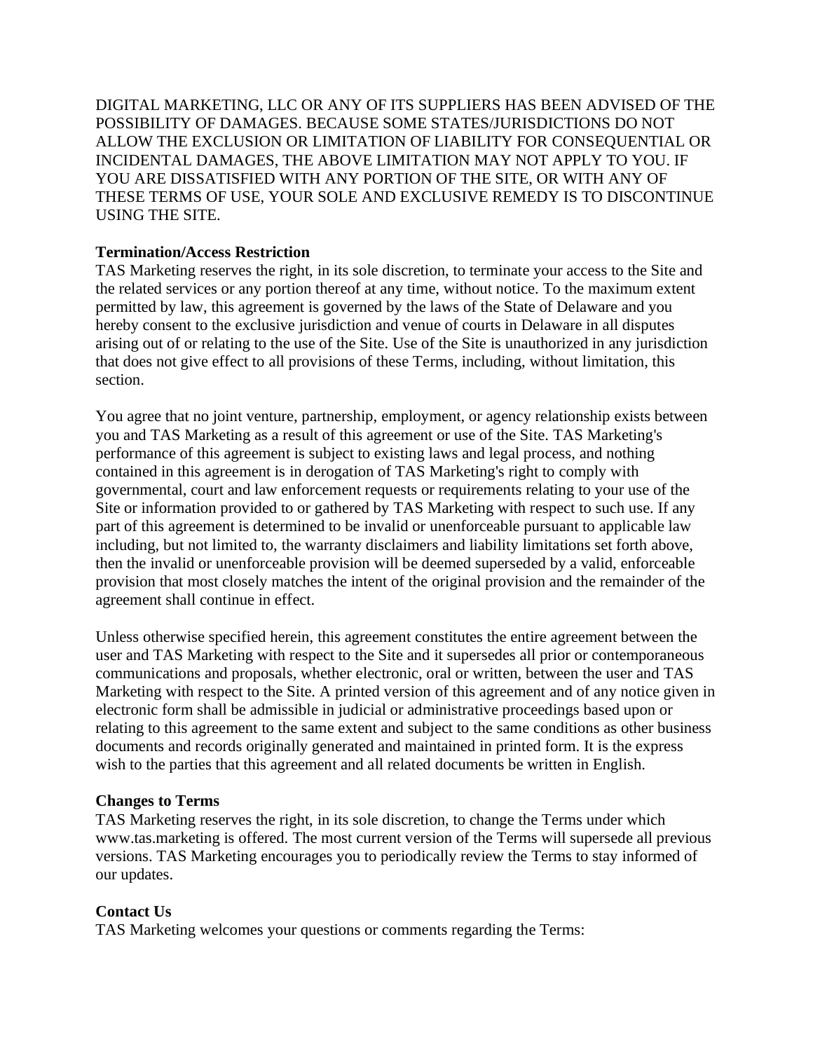DIGITAL MARKETING, LLC OR ANY OF ITS SUPPLIERS HAS BEEN ADVISED OF THE POSSIBILITY OF DAMAGES. BECAUSE SOME STATES/JURISDICTIONS DO NOT ALLOW THE EXCLUSION OR LIMITATION OF LIABILITY FOR CONSEQUENTIAL OR INCIDENTAL DAMAGES, THE ABOVE LIMITATION MAY NOT APPLY TO YOU. IF YOU ARE DISSATISFIED WITH ANY PORTION OF THE SITE, OR WITH ANY OF THESE TERMS OF USE, YOUR SOLE AND EXCLUSIVE REMEDY IS TO DISCONTINUE USING THE SITE.

**Termination/Access Restriction**

TAS Marketing reserves the right, in its sole discretion, to terminate your access to the Site and the related services or any portion thereof at any time, without notice. To the maximum extent permitted by law, this agreement is governed by the laws of the State of Delaware and you hereby consent to the exclusive jurisdiction and venue of courts in Delaware in all disputes arising out of or relating to the use of the Site. Use of the Site is unauthorized in any jurisdiction that does not give effect to all provisions of these Terms, including, without limitation, this section.

You agree that no joint venture, partnership, employment, or agency relationship exists between you and TAS Marketing as a result of this agreement or use of the Site. TAS Marketing's performance of this agreement is subject to existing laws and legal process, and nothing contained in this agreement is in derogation of TAS Marketing's right to comply with governmental, court and law enforcement requests or requirements relating to your use of the Site or information provided to or gathered by TAS Marketing with respect to such use. If any part of this agreement is determined to be invalid or unenforceable pursuant to applicable law including, but not limited to, the warranty disclaimers and liability limitations set forth above, then the invalid or unenforceable provision will be deemed superseded by a valid, enforceable provision that most closely matches the intent of the original provision and the remainder of the agreement shall continue in effect.

Unless otherwise specified herein, this agreement constitutes the entire agreement between the user and TAS Marketing with respect to the Site and it supersedes all prior or contemporaneous communications and proposals, whether electronic, oral or written, between the user and TAS Marketing with respect to the Site. A printed version of this agreement and of any notice given in electronic form shall be admissible in judicial or administrative proceedings based upon or relating to this agreement to the same extent and subject to the same conditions as other business documents and records originally generated and maintained in printed form. It is the express wish to the parties that this agreement and all related documents be written in English.

**Changes to Terms**

TAS Marketing reserves the right, in its sole discretion, to change the Terms under which www.tas.marketing is offered. The most current version of the Terms will supersede all previous versions. TAS Marketing encourages you to periodically review the Terms to stay informed of our updates.

**Contact Us**

TAS Marketing welcomes your questions or comments regarding the Terms: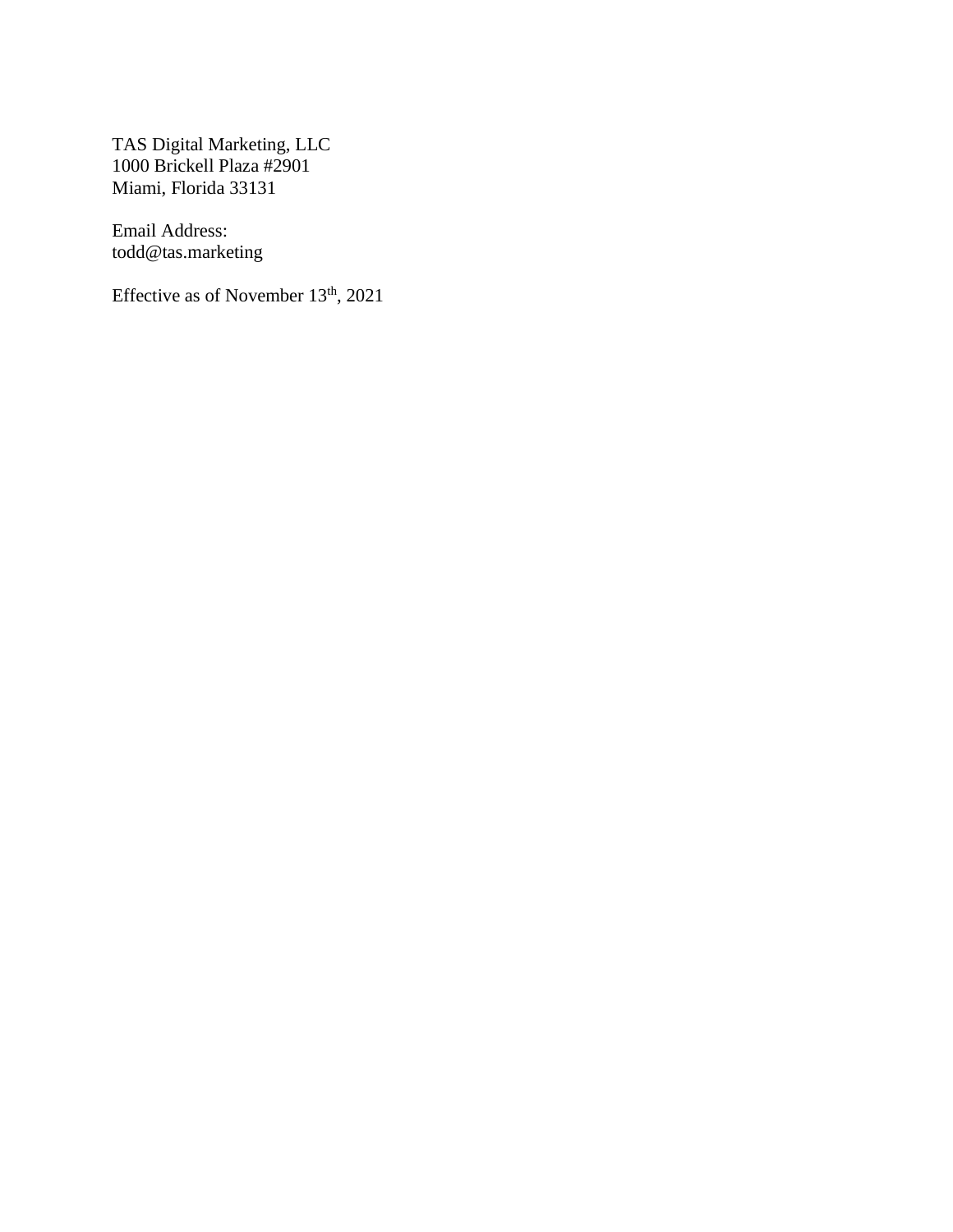TAS Digital Marketing, LLC
1000 Brickell Plaza #2901
Miami, Florida 33131

Email Address:
todd@tas.marketing

Effective as of November 13th, 2021